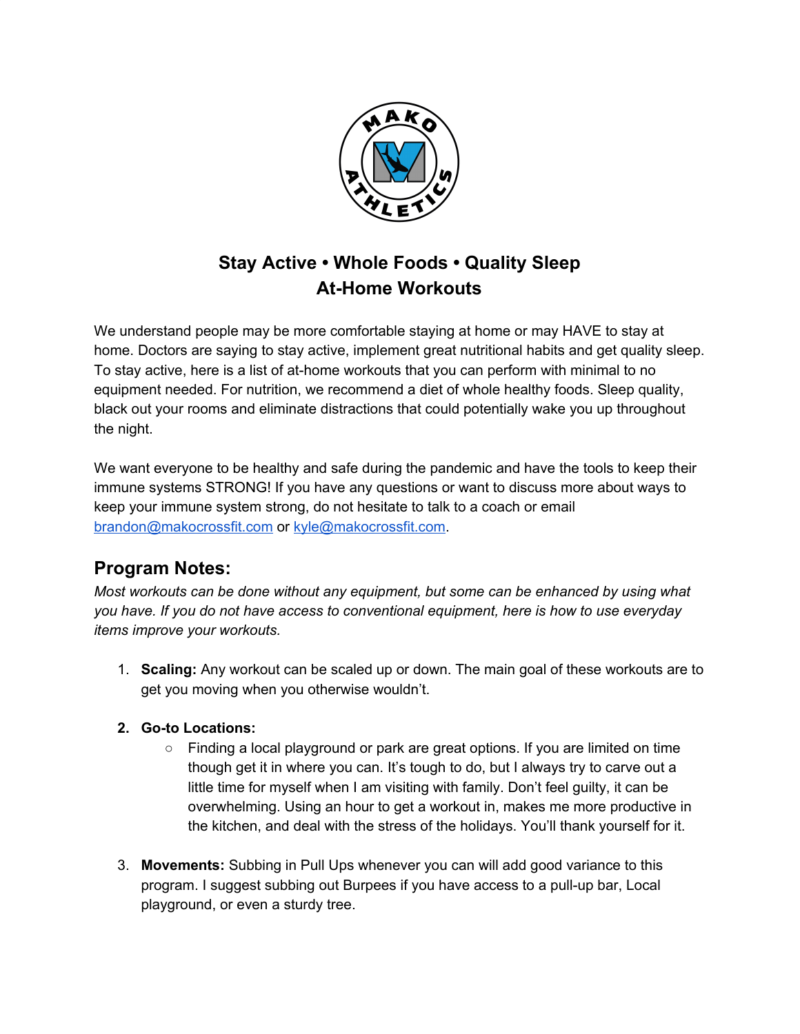## Stay Active • Whole Foods • Quality Sleep
## At-Home Workouts

We understand people may be more comfortable staying at home or may HAVE to stay at home. Doctors are saying to stay active, implement great nutritional habits and get quality sleep. To stay active, here is a list of at-home workouts that you can perform with minimal to no equipment needed. For nutrition, we recommend a diet of whole healthy foods. Sleep quality, black out your rooms and eliminate distractions that could potentially wake you up throughout the night.

We want everyone to be healthy and safe during the pandemic and have the tools to keep their immune systems STRONG! If you have any questions or want to discuss more about ways to keep your immune system strong, do not hesitate to talk to a coach or email brandon@makocrossfit.com or kyle@makocrossfit.com.

## Program Notes:

*Most workouts can be done without any equipment, but some can be enhanced by using what you have. If you do not have access to conventional equipment, here is how to use everyday items improve your workouts.*

1. **Scaling:** Any workout can be scaled up or down. The main goal of these workouts are to get you moving when you otherwise wouldn't.

2. **Go-to Locations:**
    - Finding a local playground or park are great options. If you are limited on time though get it in where you can. It's tough to do, but I always try to carve out a little time for myself when I am visiting with family. Don't feel guilty, it can be overwhelming. Using an hour to get a workout in, makes me more productive in the kitchen, and deal with the stress of the holidays. You'll thank yourself for it.

3. **Movements:** Subbing in Pull Ups whenever you can will add good variance to this program. I suggest subbing out Burpees if you have access to a pull-up bar, Local playground, or even a sturdy tree.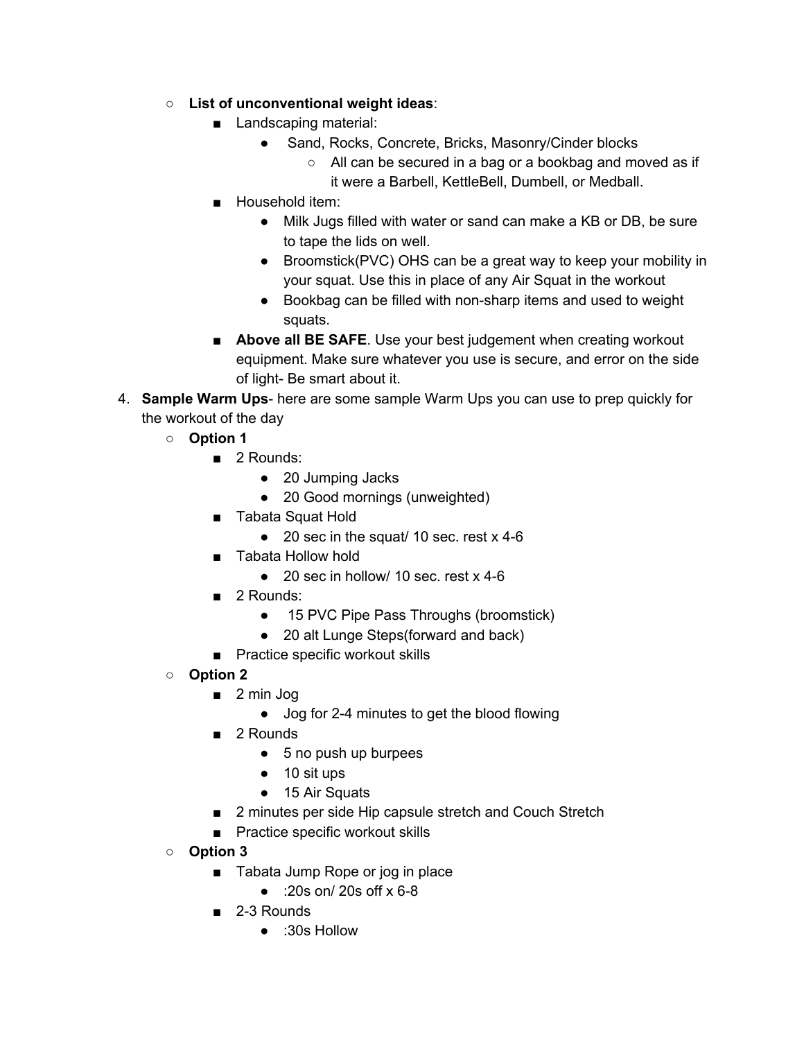- **List of unconventional weight ideas**:
    - Landscaping material:
        - Sand, Rocks, Concrete, Bricks, Masonry/Cinder blocks
            - All can be secured in a bag or a bookbag and moved as if it were a Barbell, KettleBell, Dumbell, or Medball.
    - Household item:
        - Milk Jugs filled with water or sand can make a KB or DB, be sure to tape the lids on well.
        - Broomstick(PVC) OHS can be a great way to keep your mobility in your squat. Use this in place of any Air Squat in the workout
        - Bookbag can be filled with non-sharp items and used to weight squats.
    - **Above all BE SAFE**. Use your best judgement when creating workout equipment. Make sure whatever you use is secure, and error on the side of light- Be smart about it.

4. **Sample Warm Ups**- here are some sample Warm Ups you can use to prep quickly for the workout of the day
    - **Option 1**
        - 2 Rounds:
            - 20 Jumping Jacks
            - 20 Good mornings (unweighted)
        - Tabata Squat Hold
            - 20 sec in the squat/ 10 sec. rest x 4-6
        - Tabata Hollow hold
            - 20 sec in hollow/ 10 sec. rest x 4-6
        - 2 Rounds:
            - 15 PVC Pipe Pass Throughs (broomstick)
            - 20 alt Lunge Steps(forward and back)
        - Practice specific workout skills
    - **Option 2**
        - 2 min Jog
            - Jog for 2-4 minutes to get the blood flowing
        - 2 Rounds
            - 5 no push up burpees
            - 10 sit ups
            - 15 Air Squats
        - 2 minutes per side Hip capsule stretch and Couch Stretch
        - Practice specific workout skills
    - **Option 3**
        - Tabata Jump Rope or jog in place
            - :20s on/ 20s off x 6-8
        - 2-3 Rounds
            - :30s Hollow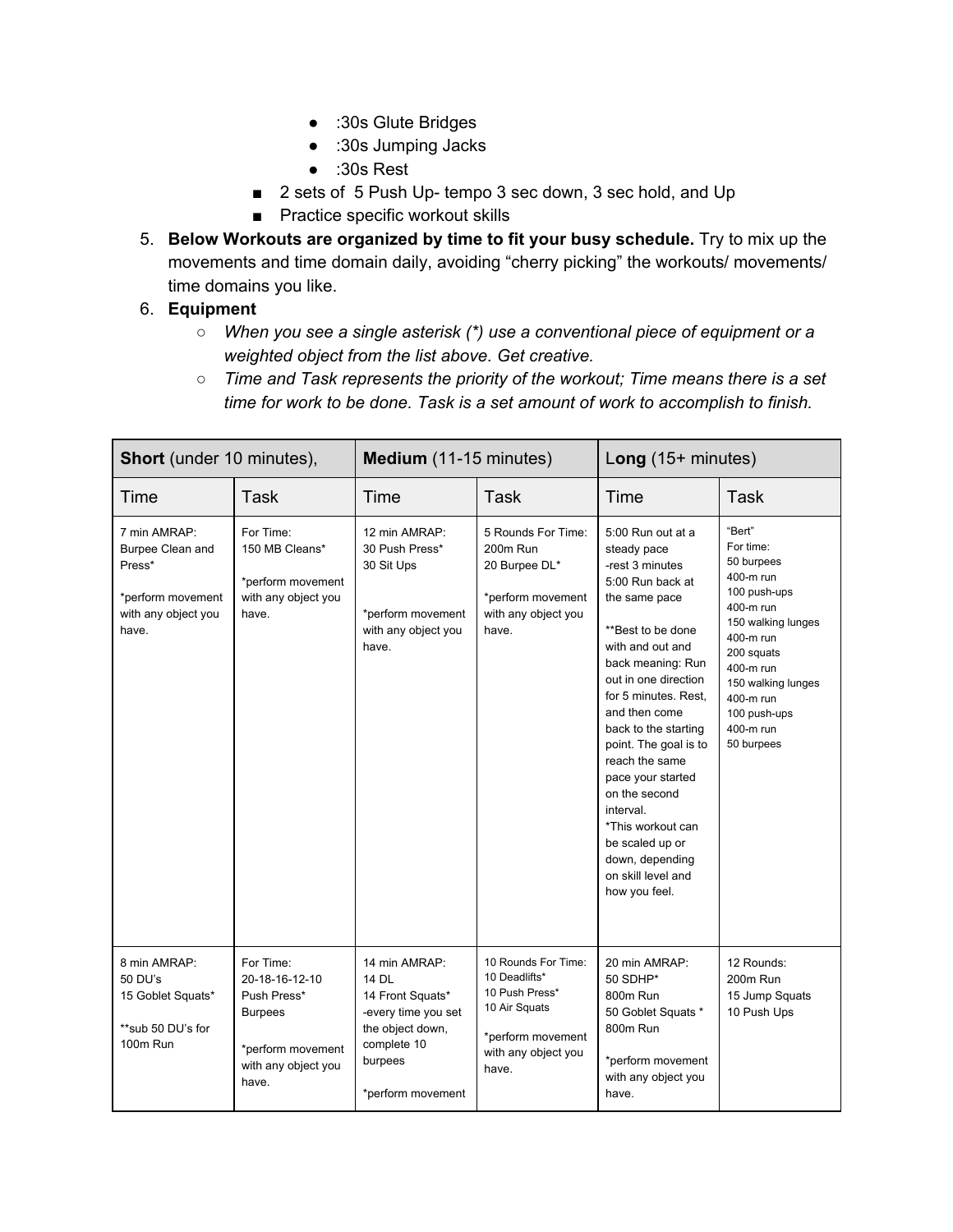- :30s Glute Bridges
- :30s Jumping Jacks
- :30s Rest

  - 2 sets of 5 Push Up- tempo 3 sec down, 3 sec hold, and Up
  - Practice specific workout skills

5. **Below Workouts are organized by time to fit your busy schedule.** Try to mix up the movements and time domain daily, avoiding "cherry picking" the workouts/ movements/ time domains you like.
6. **Equipment**
   - *When you see a single asterisk (*) use a conventional piece of equipment or a weighted object from the list above. Get creative.*
   - *Time and Task represents the priority of the workout; Time means there is a set time for work to be done. Task is a set amount of work to accomplish to finish.*

| **Short** (under 10 minutes), | | **Medium** (11-15 minutes) | | **Long** (15+ minutes) | |
|---|---|---|---|---|---|
| Time | Task | Time | Task | Time | Task |
| 7 min AMRAP:<br>Burpee Clean and Press*<br><br>*perform movement with any object you have. | For Time:<br>150 MB Cleans*<br><br>*perform movement with any object you have. | 12 min AMRAP:<br>30 Push Press*<br>30 Sit Ups<br><br>*perform movement with any object you have. | 5 Rounds For Time:<br>200m Run<br>20 Burpee DL*<br><br>*perform movement with any object you have. | 5:00 Run out at a steady pace<br>-rest 3 minutes<br>5:00 Run back at the same pace<br><br>**Best to be done with and out and back meaning: Run out in one direction for 5 minutes. Rest, and then come back to the starting point. The goal is to reach the same pace your started on the second interval.<br>*This workout can be scaled up or down, depending on skill level and how you feel. | "Bert"<br>For time:<br>50 burpees<br>400-m run<br>100 push-ups<br>400-m run<br>150 walking lunges<br>400-m run<br>200 squats<br>400-m run<br>150 walking lunges<br>400-m run<br>100 push-ups<br>400-m run<br>50 burpees |
| 8 min AMRAP:<br>50 DU's<br>15 Goblet Squats*<br><br>**sub 50 DU's for 100m Run | For Time:<br>20-18-16-12-10<br>Push Press*<br>Burpees<br><br>*perform movement with any object you have. | 14 min AMRAP:<br>14 DL<br>14 Front Squats*<br>-every time you set the object down, complete 10 burpees<br><br>*perform movement | 10 Rounds For Time:<br>10 Deadlifts*<br>10 Push Press*<br>10 Air Squats<br><br>*perform movement with any object you have. | 20 min AMRAP:<br>50 SDHP*<br>800m Run<br>50 Goblet Squats *<br>800m Run<br><br>*perform movement with any object you have. | 12 Rounds:<br>200m Run<br>15 Jump Squats<br>10 Push Ups |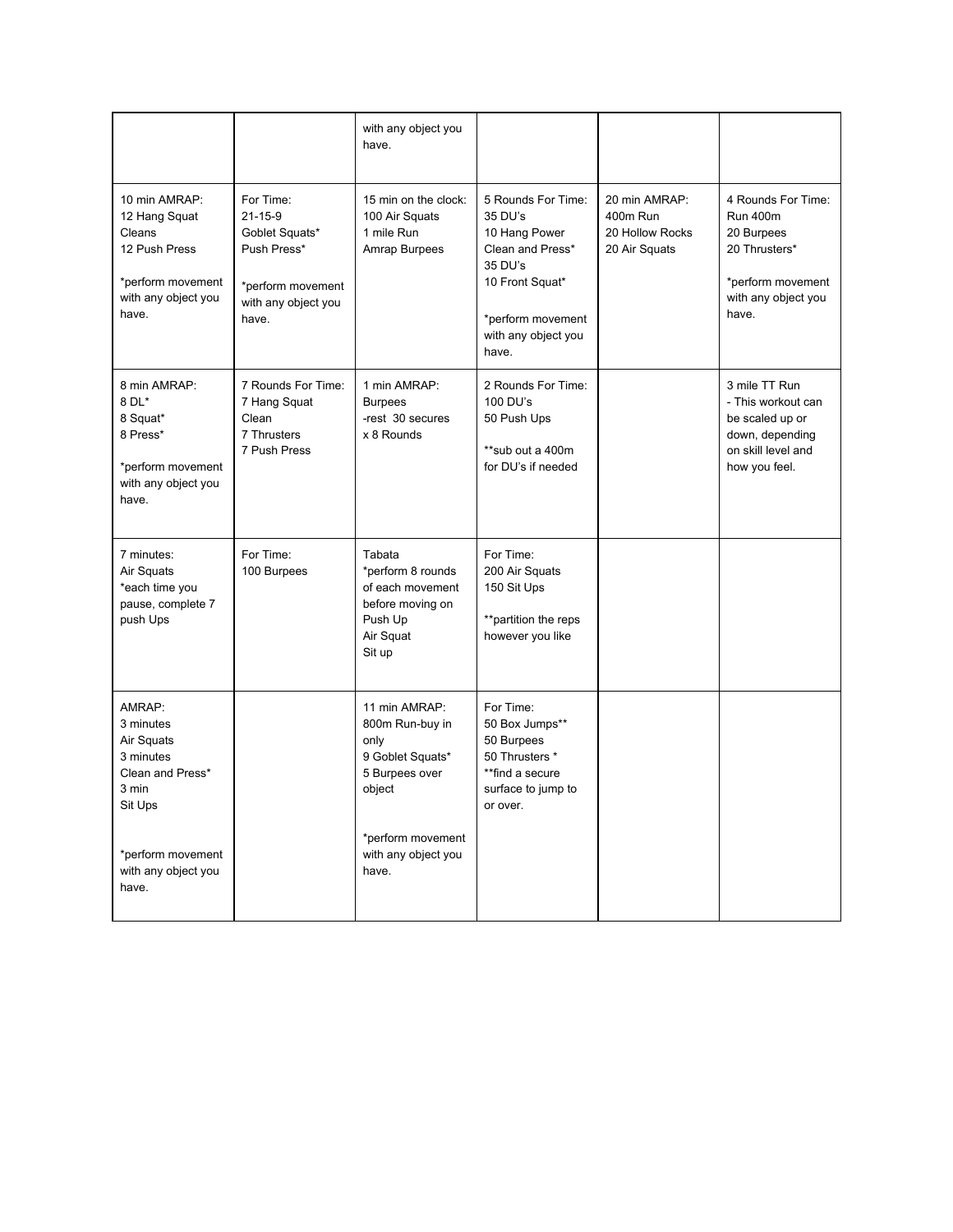| | | | | | |
|---|---|---|---|---|---|
| | | with any object you have. | | | |
| 10 min AMRAP:<br>12 Hang Squat Cleans<br>12 Push Press<br><br>*perform movement with any object you have. | For Time:<br>21-15-9<br>Goblet Squats*<br>Push Press*<br><br>*perform movement with any object you have. | 15 min on the clock:<br>100 Air Squats<br>1 mile Run<br>Amrap Burpees | 5 Rounds For Time:<br>35 DU's<br>10 Hang Power Clean and Press*<br>35 DU's<br>10 Front Squat*<br><br>*perform movement with any object you have. | 20 min AMRAP:<br>400m Run<br>20 Hollow Rocks<br>20 Air Squats | 4 Rounds For Time:<br>Run 400m<br>20 Burpees<br>20 Thrusters*<br><br>*perform movement with any object you have. |
| 8 min AMRAP:<br>8 DL*<br>8 Squat*<br>8 Press*<br><br>*perform movement with any object you have. | 7 Rounds For Time:<br>7 Hang Squat Clean<br>7 Thrusters<br>7 Push Press | 1 min AMRAP:<br>Burpees<br>-rest 30 secures<br>x 8 Rounds | 2 Rounds For Time:<br>100 DU's<br>50 Push Ups<br><br>**sub out a 400m for DU's if needed | | 3 mile TT Run<br>- This workout can be scaled up or down, depending on skill level and how you feel. |
| 7 minutes:<br>Air Squats<br>*each time you pause, complete 7 push Ups | For Time:<br>100 Burpees | Tabata<br>*perform 8 rounds of each movement before moving on<br>Push Up<br>Air Squat<br>Sit up | For Time:<br>200 Air Squats<br>150 Sit Ups<br><br>**partition the reps however you like | | |
| AMRAP:<br>3 minutes<br>Air Squats<br>3 minutes<br>Clean and Press*<br>3 min<br>Sit Ups<br><br>*perform movement with any object you have. | | 11 min AMRAP:<br>800m Run-buy in only<br>9 Goblet Squats*<br>5 Burpees over object<br><br>*perform movement with any object you have. | For Time:<br>50 Box Jumps**<br>50 Burpees<br>50 Thrusters *<br>**find a secure surface to jump to or over. | | |